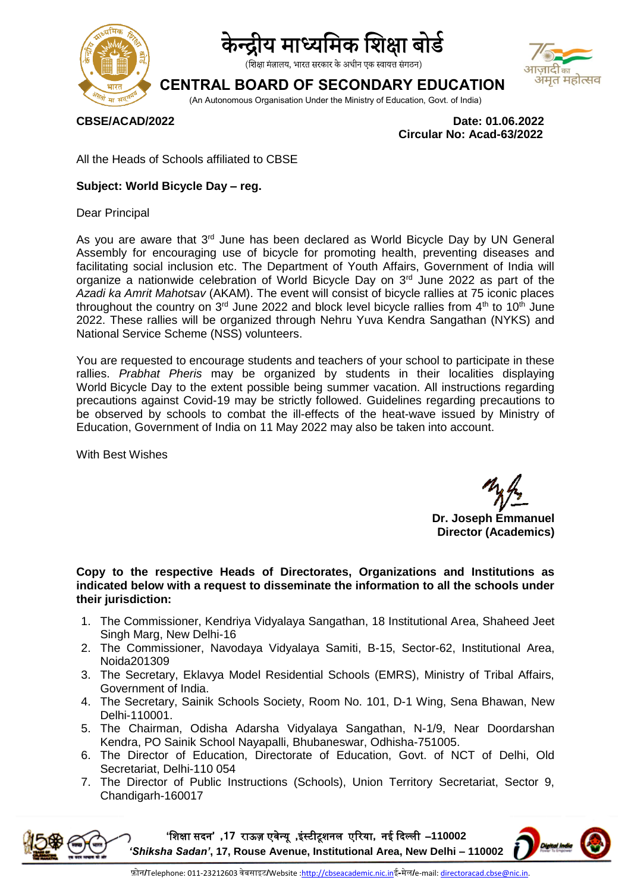# केन्द्रीय माध्यमिक शिक्षा बोर्ड

(शिक्षा मंत्रालय, भारत सरकार के अधीन एक स्वायत्त संगठन)

# CENTRAL BOARD OF SECONDARY EDUCATION

(An Autonomous Organisation Under the Ministry of Education, Govt. of India)

**CBSE/ACAD/2022**

**Date: 01.06.2022**
**Circular No: Acad-63/2022**

All the Heads of Schools affiliated to CBSE

**Subject: World Bicycle Day – reg.**

Dear Principal

As you are aware that 3rd June has been declared as World Bicycle Day by UN General Assembly for encouraging use of bicycle for promoting health, preventing diseases and facilitating social inclusion etc. The Department of Youth Affairs, Government of India will organize a nationwide celebration of World Bicycle Day on 3rd June 2022 as part of the *Azadi ka Amrit Mahotsav* (AKAM). The event will consist of bicycle rallies at 75 iconic places throughout the country on 3rd June 2022 and block level bicycle rallies from 4th to 10th June 2022. These rallies will be organized through Nehru Yuva Kendra Sangathan (NYKS) and National Service Scheme (NSS) volunteers.

You are requested to encourage students and teachers of your school to participate in these rallies. *Prabhat Pheris* may be organized by students in their localities displaying World Bicycle Day to the extent possible being summer vacation. All instructions regarding precautions against Covid-19 may be strictly followed. Guidelines regarding precautions to be observed by schools to combat the ill-effects of the heat-wave issued by Ministry of Education, Government of India on 11 May 2022 may also be taken into account.

With Best Wishes

**Dr. Joseph Emmanuel**
**Director (Academics)**

**Copy to the respective Heads of Directorates, Organizations and Institutions as indicated below with a request to disseminate the information to all the schools under their jurisdiction:**

1. The Commissioner, Kendriya Vidyalaya Sangathan, 18 Institutional Area, Shaheed Jeet Singh Marg, New Delhi-16
2. The Commissioner, Navodaya Vidyalaya Samiti, B-15, Sector-62, Institutional Area, Noida201309
3. The Secretary, Eklavya Model Residential Schools (EMRS), Ministry of Tribal Affairs, Government of India.
4. The Secretary, Sainik Schools Society, Room No. 101, D-1 Wing, Sena Bhawan, New Delhi-110001.
5. The Chairman, Odisha Adarsha Vidyalaya Sangathan, N-1/9, Near Doordarshan Kendra, PO Sainik School Nayapalli, Bhubaneswar, Odhisha-751005.
6. The Director of Education, Directorate of Education, Govt. of NCT of Delhi, Old Secretariat, Delhi-110 054
7. The Director of Public Instructions (Schools), Union Territory Secretariat, Sector 9, Chandigarh-160017

'शिक्षा सदन' ,17 राऊज़ एवेन्यू ,इंस्टीटूशनल एरिया, नई दिल्ली –110002
*'Shiksha Sadan'*, 17, Rouse Avenue, Institutional Area, New Delhi – 110002

फ़ोन/Telephone: 011-23212603 वेबसाइट/Website :http://cbseacademic.nic.in ई-मेल/e-mail: directoracad.cbse@nic.in.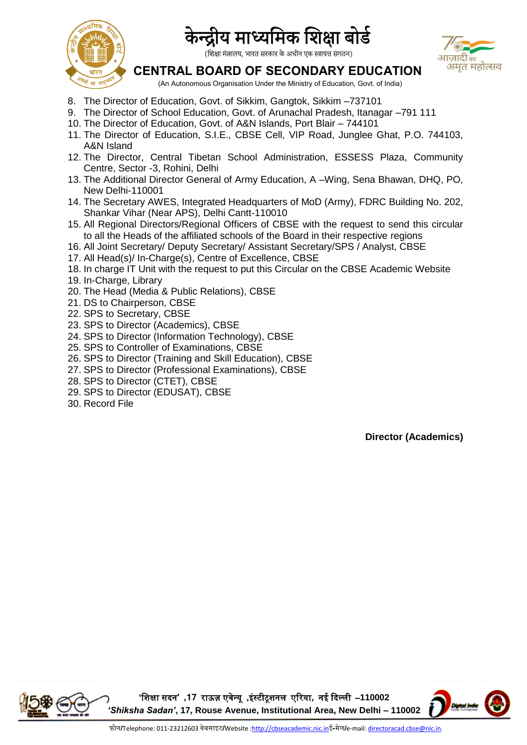8. The Director of Education, Govt. of Sikkim, Gangtok, Sikkim –737101
9. The Director of School Education, Govt. of Arunachal Pradesh, Itanagar –791 111
10. The Director of Education, Govt. of A&N Islands, Port Blair – 744101
11. The Director of Education, S.I.E., CBSE Cell, VIP Road, Junglee Ghat, P.O. 744103, A&N Island
12. The Director, Central Tibetan School Administration, ESSESS Plaza, Community Centre, Sector -3, Rohini, Delhi
13. The Additional Director General of Army Education, A –Wing, Sena Bhawan, DHQ, PO, New Delhi-110001
14. The Secretary AWES, Integrated Headquarters of MoD (Army), FDRC Building No. 202, Shankar Vihar (Near APS), Delhi Cantt-110010
15. All Regional Directors/Regional Officers of CBSE with the request to send this circular to all the Heads of the affiliated schools of the Board in their respective regions
16. All Joint Secretary/ Deputy Secretary/ Assistant Secretary/SPS / Analyst, CBSE
17. All Head(s)/ In-Charge(s), Centre of Excellence, CBSE
18. In charge IT Unit with the request to put this Circular on the CBSE Academic Website
19. In-Charge, Library
20. The Head (Media & Public Relations), CBSE
21. DS to Chairperson, CBSE
22. SPS to Secretary, CBSE
23. SPS to Director (Academics), CBSE
24. SPS to Director (Information Technology), CBSE
25. SPS to Controller of Examinations, CBSE
26. SPS to Director (Training and Skill Education), CBSE
27. SPS to Director (Professional Examinations), CBSE
28. SPS to Director (CTET), CBSE
29. SPS to Director (EDUSAT), CBSE
30. Record File

**Director (Academics)**